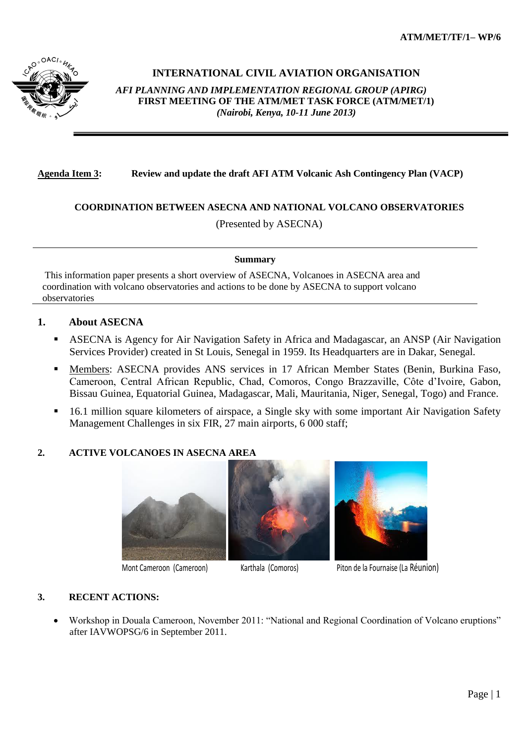ATM/MET/TF/1– WP/6

**INTERNATIONAL CIVIL AVIATION ORGANISATION**

***AFI PLANNING AND IMPLEMENTATION REGIONAL GROUP (APIRG)***
**FIRST MEETING OF THE ATM/MET TASK FORCE (ATM/MET/1)**
***(Nairobi, Kenya, 10-11 June 2013)***

---

**Agenda Item 3:** **Review and update the draft AFI ATM Volcanic Ash Contingency Plan (VACP)**

**COORDINATION BETWEEN ASECNA AND NATIONAL VOLCANO OBSERVATORIES**

(Presented by ASECNA)

---

**Summary**

This information paper presents a short overview of ASECNA, Volcanoes in ASECNA area and coordination with volcano observatories and actions to be done by ASECNA to support volcano observatories

---

## 1. About ASECNA

- ASECNA is Agency for Air Navigation Safety in Africa and Madagascar, an ANSP (Air Navigation Services Provider) created in St Louis, Senegal in 1959. Its Headquarters are in Dakar, Senegal.
- Members: ASECNA provides ANS services in 17 African Member States (Benin, Burkina Faso, Cameroon, Central African Republic, Chad, Comoros, Congo Brazzaville, Côte d'Ivoire, Gabon, Bissau Guinea, Equatorial Guinea, Madagascar, Mali, Mauritania, Niger, Senegal, Togo) and France.
- 16.1 million square kilometers of airspace, a Single sky with some important Air Navigation Safety Management Challenges in six FIR, 27 main airports, 6 000 staff;

## 2. ACTIVE VOLCANOES IN ASECNA AREA

Mont Cameroon (Cameroon) Karthala (Comoros) Piton de la Fournaise (La Réunion)

## 3. RECENT ACTIONS:

- Workshop in Douala Cameroon, November 2011: "National and Regional Coordination of Volcano eruptions" after IAVWOPSG/6 in September 2011.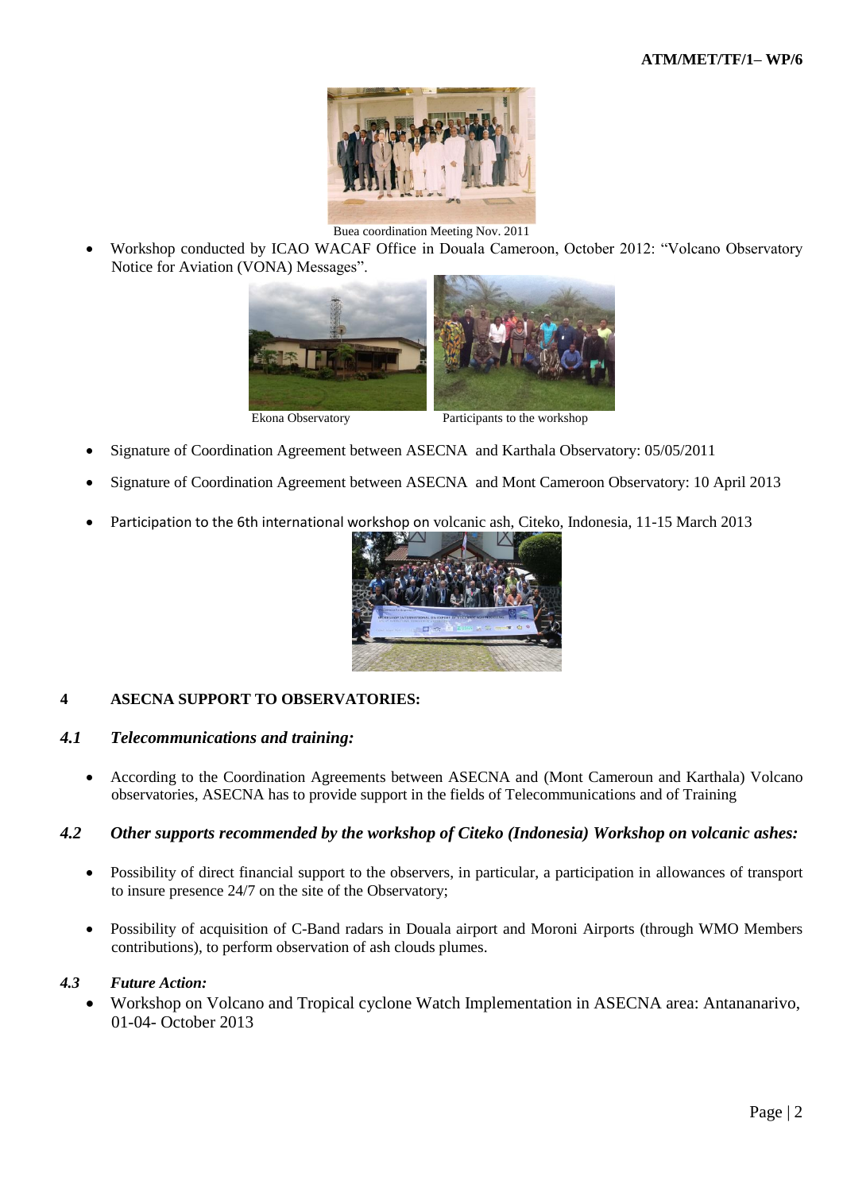Buea coordination Meeting Nov. 2011

- Workshop conducted by ICAO WACAF Office in Douala Cameroon, October 2012: "Volcano Observatory Notice for Aviation (VONA) Messages".

Ekona Observatory

Participants to the workshop

- Signature of Coordination Agreement between ASECNA and Karthala Observatory: 05/05/2011
- Signature of Coordination Agreement between ASECNA and Mont Cameroon Observatory: 10 April 2013
- Participation to the 6th international workshop on volcanic ash, Citeko, Indonesia, 11-15 March 2013

## 4 ASECNA SUPPORT TO OBSERVATORIES:

### *4.1 Telecommunications and training:*

- According to the Coordination Agreements between ASECNA and (Mont Cameroun and Karthala) Volcano observatories, ASECNA has to provide support in the fields of Telecommunications and of Training

### *4.2 Other supports recommended by the workshop of Citeko (Indonesia) Workshop on volcanic ashes:*

- Possibility of direct financial support to the observers, in particular, a participation in allowances of transport to insure presence 24/7 on the site of the Observatory;
- Possibility of acquisition of C-Band radars in Douala airport and Moroni Airports (through WMO Members contributions), to perform observation of ash clouds plumes.

### *4.3 Future Action:*

- Workshop on Volcano and Tropical cyclone Watch Implementation in ASECNA area: Antananarivo, 01-04- October 2013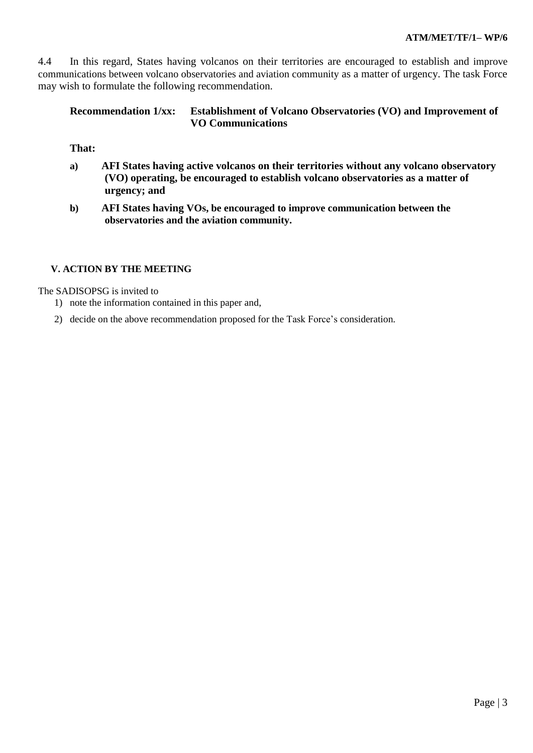4.4 In this regard, States having volcanos on their territories are encouraged to establish and improve communications between volcano observatories and aviation community as a matter of urgency. The task Force may wish to formulate the following recommendation.

**Recommendation 1/xx: Establishment of Volcano Observatories (VO) and Improvement of VO Communications**

**That:**

**a) AFI States having active volcanos on their territories without any volcano observatory (VO) operating, be encouraged to establish volcano observatories as a matter of urgency; and**

**b) AFI States having VOs, be encouraged to improve communication between the observatories and the aviation community.**

## V. ACTION BY THE MEETING

The SADISOPSG is invited to

1) note the information contained in this paper and,
2) decide on the above recommendation proposed for the Task Force's consideration.